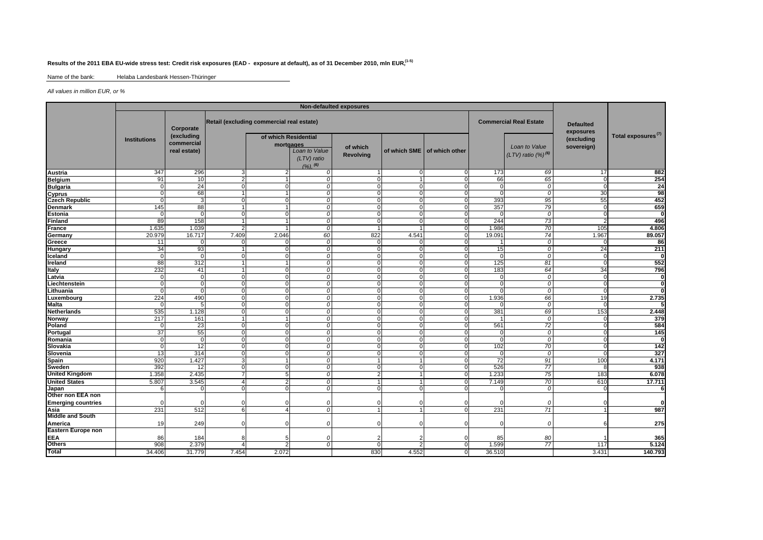**Results of the 2011 EBA EU-wide stress test: Credit risk exposures (EAD - exposure at default), as of 31 December 2010, mln EUR,[1-5]**

Name of the bank: Helaba Landesbank Hessen-Thüringer

*All values in million EUR, or %*

| | Non-defaulted exposures | | | | | | | | | | Defaulted exposures (excluding sovereign) | Total exposures[7] |
|---|---|---|---|---|---|---|---|---|---|---|---|---|
| | Institutions | Corporate (excluding commercial real estate) | Retail (excluding commercial real estate) | | | | | | Commercial Real Estate | | | |
| | | | | of which Residential mortgages | | of which Revolving | of which SME | of which other | | Loan to Value (LTV) ratio (%)[6] | | |
| | | | | | *Loan to Value (LTV) ratio (%)*[6] | | | | | | | |
| **Austria** | 347 | 296 | 3 | 2 | *0* | 1 | 0 | 0 | 173 | *69* | 17 | **882** |
| **Belgium** | 91 | 10 | 2 | 1 | *0* | 0 | 1 | 0 | 66 | *65* | 0 | **254** |
| **Bulgaria** | 0 | 24 | 0 | 0 | *0* | 0 | 0 | 0 | 0 | *0* | 0 | **24** |
| **Cyprus** | 0 | 68 | 1 | 1 | *0* | 0 | 0 | 0 | 0 | *0* | 30 | **98** |
| **Czech Republic** | 0 | 3 | 0 | 0 | *0* | 0 | 0 | 0 | 393 | *95* | 55 | **452** |
| **Denmark** | 145 | 88 | 1 | 1 | *0* | 0 | 0 | 0 | 357 | *79* | 0 | **659** |
| **Estonia** | 0 | 0 | 0 | 0 | *0* | 0 | 0 | 0 | 0 | *0* | 0 | **0** |
| **Finland** | 89 | 158 | 1 | 1 | *0* | 0 | 0 | 0 | 244 | *73* | 2 | **496** |
| **France** | 1.635 | 1.039 | 2 | 1 | *0* | 1 | 1 | 0 | 1.986 | *70* | 105 | **4.806** |
| **Germany** | 20.979 | 16.717 | 7.409 | 2.046 | *60* | 822 | 4.541 | 0 | 19.091 | *74* | 1.967 | **89.057** |
| **Greece** | 11 | 0 | 0 | 0 | *0* | 0 | 0 | 0 | 1 | *0* | 0 | **86** |
| **Hungary** | 34 | 93 | 1 | 0 | *0* | 0 | 0 | 0 | 15 | *0* | 24 | **211** |
| **Iceland** | 0 | 0 | 0 | 0 | *0* | 0 | 0 | 0 | 0 | *0* | 0 | **0** |
| **Ireland** | 88 | 312 | 1 | 1 | *0* | 0 | 0 | 0 | 125 | *81* | 0 | **552** |
| **Italy** | 232 | 41 | 1 | 0 | *0* | 0 | 0 | 0 | 183 | *64* | 34 | **796** |
| **Latvia** | 0 | 0 | 0 | 0 | *0* | 0 | 0 | 0 | 0 | *0* | 0 | **0** |
| **Liechtenstein** | 0 | 0 | 0 | 0 | *0* | 0 | 0 | 0 | 0 | *0* | 0 | **0** |
| **Lithuania** | 0 | 0 | 0 | 0 | *0* | 0 | 0 | 0 | 0 | *0* | 0 | **0** |
| **Luxembourg** | 224 | 490 | 0 | 0 | *0* | 0 | 0 | 0 | 1.936 | *66* | 19 | **2.735** |
| **Malta** | 0 | 5 | 0 | 0 | *0* | 0 | 0 | 0 | 0 | *0* | 0 | **5** |
| **Netherlands** | 535 | 1.128 | 0 | 0 | *0* | 0 | 0 | 0 | 381 | *69* | 153 | **2.448** |
| **Norway** | 217 | 161 | 1 | 1 | *0* | 0 | 0 | 0 | 1 | *0* | 0 | **379** |
| **Poland** | 0 | 23 | 0 | 0 | *0* | 0 | 0 | 0 | 561 | *72* | 0 | **584** |
| **Portugal** | 37 | 55 | 0 | 0 | *0* | 0 | 0 | 0 | 0 | *0* | 0 | **145** |
| **Romania** | 0 | 0 | 0 | 0 | *0* | 0 | 0 | 0 | 0 | *0* | 0 | **0** |
| **Slovakia** | 0 | 12 | 0 | 0 | *0* | 0 | 0 | 0 | 102 | *70* | 0 | **142** |
| **Slovenia** | 13 | 314 | 0 | 0 | *0* | 0 | 0 | 0 | 0 | *0* | 0 | **327** |
| **Spain** | 920 | 1.427 | 3 | 1 | *0* | 1 | 1 | 0 | 72 | *91* | 100 | **4.171** |
| **Sweden** | 392 | 12 | 0 | 0 | *0* | 0 | 0 | 0 | 526 | *77* | 8 | **938** |
| **United Kingdom** | 1.358 | 2.435 | 7 | 5 | *0* | 2 | 1 | 0 | 1.233 | *75* | 183 | **6.078** |
| **United States** | 5.807 | 3.545 | 4 | 2 | *0* | 1 | 1 | 0 | 7.149 | *70* | 610 | **17.711** |
| **Japan** | 6 | 0 | 0 | 0 | *0* | 0 | 0 | 0 | 0 | *0* | 0 | **6** |
| **Other non EEA non Emerging countries** | 0 | 0 | 0 | 0 | *0* | 0 | 0 | 0 | 0 | *0* | 0 | **0** |
| **Asia** | 231 | 512 | 6 | 4 | *0* | 1 | 1 | 0 | 231 | *71* | 1 | **987** |
| **Middle and South America** | 19 | 249 | 0 | 0 | *0* | 0 | 0 | 0 | 0 | *0* | 6 | **275** |
| **Eastern Europe non EEA** | 86 | 184 | 8 | 5 | *0* | 2 | 2 | 0 | 85 | *80* | 1 | **365** |
| **Others** | 908 | 2.379 | 4 | 2 | *0* | 0 | 2 | 0 | 1.599 | *77* | 117 | **5.124** |
| **Total** | 34.406 | 31.779 | 7.454 | 2.072 | | 830 | 4.552 | 0 | 36.510 | | 3.431 | **140.793** |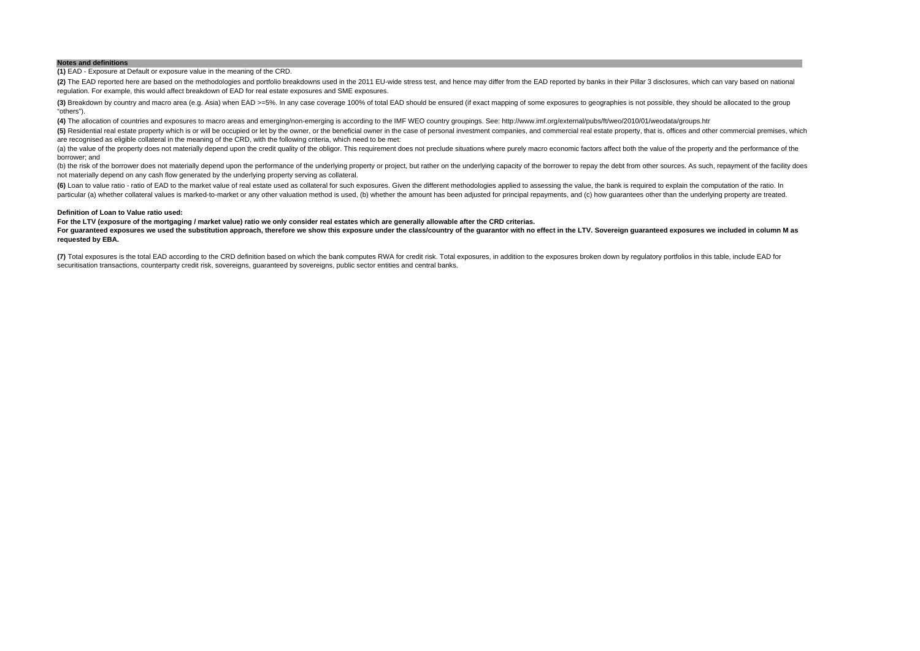**Notes and definitions**

**(1)** EAD - Exposure at Default or exposure value in the meaning of the CRD.

**(2)** The EAD reported here are based on the methodologies and portfolio breakdowns used in the 2011 EU-wide stress test, and hence may differ from the EAD reported by banks in their Pillar 3 disclosures, which can vary based on national regulation. For example, this would affect breakdown of EAD for real estate exposures and SME exposures.

**(3)** Breakdown by country and macro area (e.g. Asia) when EAD >=5%. In any case coverage 100% of total EAD should be ensured (if exact mapping of some exposures to geographies is not possible, they should be allocated to the group "others").

**(4)** The allocation of countries and exposures to macro areas and emerging/non-emerging is according to the IMF WEO country groupings. See: http://www.imf.org/external/pubs/ft/weo/2010/01/weodata/groups.htr

**(5)** Residential real estate property which is or will be occupied or let by the owner, or the beneficial owner in the case of personal investment companies, and commercial real estate property, that is, offices and other commercial premises, which are recognised as eligible collateral in the meaning of the CRD, with the following criteria, which need to be met:

(a) the value of the property does not materially depend upon the credit quality of the obligor. This requirement does not preclude situations where purely macro economic factors affect both the value of the property and the performance of the borrower; and

(b) the risk of the borrower does not materially depend upon the performance of the underlying property or project, but rather on the underlying capacity of the borrower to repay the debt from other sources. As such, repayment of the facility does not materially depend on any cash flow generated by the underlying property serving as collateral.

**(6)** Loan to value ratio - ratio of EAD to the market value of real estate used as collateral for such exposures. Given the different methodologies applied to assessing the value, the bank is required to explain the computation of the ratio. In particular (a) whether collateral values is marked-to-market or any other valuation method is used, (b) whether the amount has been adjusted for principal repayments, and (c) how guarantees other than the underlying property are treated.

**Definition of Loan to Value ratio used:**

**For the LTV (exposure of the mortgaging / market value) ratio we only consider real estates which are generally allowable after the CRD criterias.**

**For guaranteed exposures we used the substitution approach, therefore we show this exposure under the class/country of the guarantor with no effect in the LTV. Sovereign guaranteed exposures we included in column M as requested by EBA.**

**(7)** Total exposures is the total EAD according to the CRD definition based on which the bank computes RWA for credit risk. Total exposures, in addition to the exposures broken down by regulatory portfolios in this table, include EAD for securitisation transactions, counterparty credit risk, sovereigns, guaranteed by sovereigns, public sector entities and central banks.